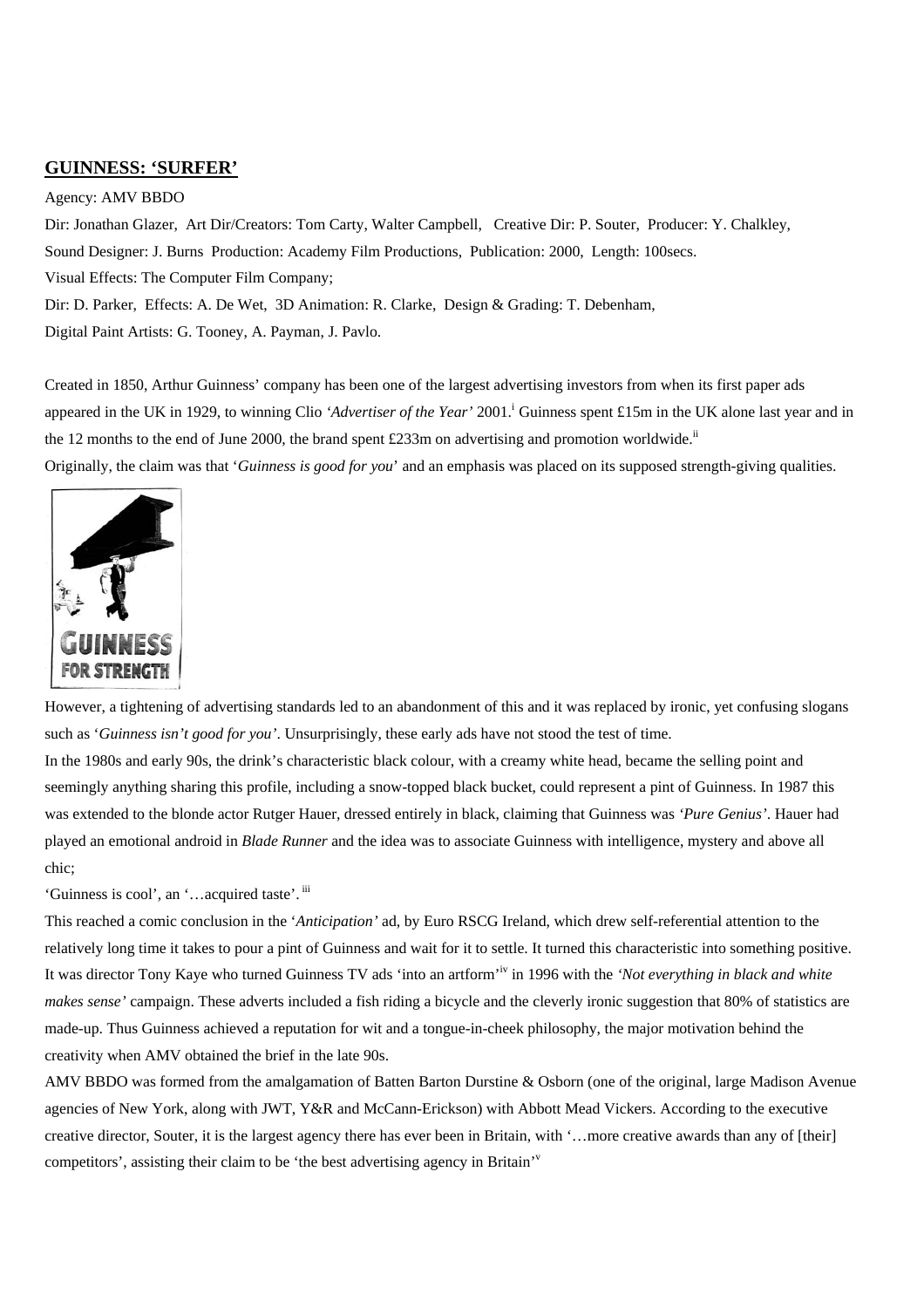## GUINNESS: 'SURFER'

Agency: AMV BBDO

Dir: Jonathan Glazer, Art Dir/Creators: Tom Carty, Walter Campbell, Creative Dir: P. Souter, Producer: Y. Chalkley,

Sound Designer: J. Burns Production: Academy Film Productions, Publication: 2000, Length: 100secs.

Visual Effects: The Computer Film Company;

Dir: D. Parker, Effects: A. De Wet, 3D Animation: R. Clarke, Design & Grading: T. Debenham,

Digital Paint Artists: G. Tooney, A. Payman, J. Pavlo.

Created in 1850, Arthur Guinness' company has been one of the largest advertising investors from when its first paper ads appeared in the UK in 1929, to winning Clio *'Advertiser of the Year'* 2001.[i] Guinness spent £15m in the UK alone last year and in the 12 months to the end of June 2000, the brand spent £233m on advertising and promotion worldwide.[ii]

Originally, the claim was that '*Guinness is good for you*' and an emphasis was placed on its supposed strength-giving qualities.

GUINNESS FOR STRENGTH

However, a tightening of advertising standards led to an abandonment of this and it was replaced by ironic, yet confusing slogans such as '*Guinness isn't good for you'*. Unsurprisingly, these early ads have not stood the test of time.

In the 1980s and early 90s, the drink's characteristic black colour, with a creamy white head, became the selling point and seemingly anything sharing this profile, including a snow-topped black bucket, could represent a pint of Guinness. In 1987 this was extended to the blonde actor Rutger Hauer, dressed entirely in black, claiming that Guinness was *'Pure Genius'*. Hauer had played an emotional android in *Blade Runner* and the idea was to associate Guinness with intelligence, mystery and above all chic;

'Guinness is cool', an '…acquired taste'.[iii]

This reached a comic conclusion in the '*Anticipation'* ad, by Euro RSCG Ireland, which drew self-referential attention to the relatively long time it takes to pour a pint of Guinness and wait for it to settle. It turned this characteristic into something positive. It was director Tony Kaye who turned Guinness TV ads 'into an artform'[iv] in 1996 with the *'Not everything in black and white makes sense'* campaign. These adverts included a fish riding a bicycle and the cleverly ironic suggestion that 80% of statistics are made-up. Thus Guinness achieved a reputation for wit and a tongue-in-cheek philosophy, the major motivation behind the creativity when AMV obtained the brief in the late 90s.

AMV BBDO was formed from the amalgamation of Batten Barton Durstine & Osborn (one of the original, large Madison Avenue agencies of New York, along with JWT, Y&R and McCann-Erickson) with Abbott Mead Vickers. According to the executive creative director, Souter, it is the largest agency there has ever been in Britain, with '…more creative awards than any of [their] competitors', assisting their claim to be 'the best advertising agency in Britain'[v]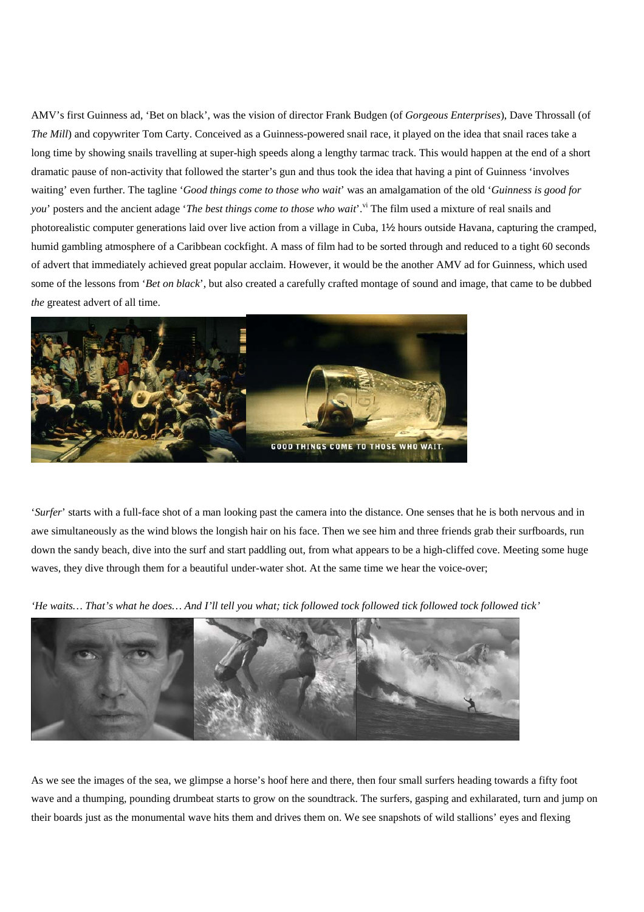AMV's first Guinness ad, 'Bet on black', was the vision of director Frank Budgen (of *Gorgeous Enterprises*), Dave Throssall (of *The Mill*) and copywriter Tom Carty. Conceived as a Guinness-powered snail race, it played on the idea that snail races take a long time by showing snails travelling at super-high speeds along a lengthy tarmac track. This would happen at the end of a short dramatic pause of non-activity that followed the starter's gun and thus took the idea that having a pint of Guinness 'involves waiting' even further. The tagline '*Good things come to those who wait*' was an amalgamation of the old '*Guinness is good for you*' posters and the ancient adage '*The best things come to those who wait*'.[vi] The film used a mixture of real snails and photorealistic computer generations laid over live action from a village in Cuba, 1½ hours outside Havana, capturing the cramped, humid gambling atmosphere of a Caribbean cockfight. A mass of film had to be sorted through and reduced to a tight 60 seconds of advert that immediately achieved great popular acclaim. However, it would be the another AMV ad for Guinness, which used some of the lessons from '*Bet on black*', but also created a carefully crafted montage of sound and image, that came to be dubbed *the* greatest advert of all time.

'*Surfer*' starts with a full-face shot of a man looking past the camera into the distance. One senses that he is both nervous and in awe simultaneously as the wind blows the longish hair on his face. Then we see him and three friends grab their surfboards, run down the sandy beach, dive into the surf and start paddling out, from what appears to be a high-cliffed cove. Meeting some huge waves, they dive through them for a beautiful under-water shot. At the same time we hear the voice-over;

*'He waits… That's what he does… And I'll tell you what; tick followed tock followed tick followed tock followed tick'*

As we see the images of the sea, we glimpse a horse's hoof here and there, then four small surfers heading towards a fifty foot wave and a thumping, pounding drumbeat starts to grow on the soundtrack. The surfers, gasping and exhilarated, turn and jump on their boards just as the monumental wave hits them and drives them on. We see snapshots of wild stallions' eyes and flexing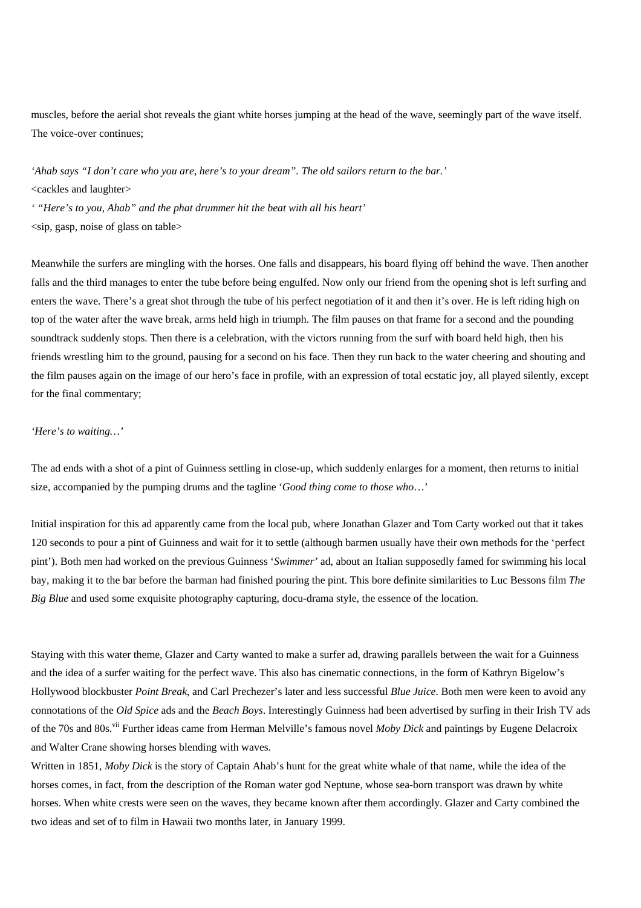muscles, before the aerial shot reveals the giant white horses jumping at the head of the wave, seemingly part of the wave itself. The voice-over continues;

*'Ahab says "I don't care who you are, here's to your dream". The old sailors return to the bar.'*
<cackles and laughter>
*' "Here's to you, Ahab" and the phat drummer hit the beat with all his heart'*
<sip, gasp, noise of glass on table>

Meanwhile the surfers are mingling with the horses. One falls and disappears, his board flying off behind the wave. Then another falls and the third manages to enter the tube before being engulfed. Now only our friend from the opening shot is left surfing and enters the wave. There's a great shot through the tube of his perfect negotiation of it and then it's over. He is left riding high on top of the water after the wave break, arms held high in triumph. The film pauses on that frame for a second and the pounding soundtrack suddenly stops. Then there is a celebration, with the victors running from the surf with board held high, then his friends wrestling him to the ground, pausing for a second on his face. Then they run back to the water cheering and shouting and the film pauses again on the image of our hero's face in profile, with an expression of total ecstatic joy, all played silently, except for the final commentary;

*'Here's to waiting…'*

The ad ends with a shot of a pint of Guinness settling in close-up, which suddenly enlarges for a moment, then returns to initial size, accompanied by the pumping drums and the tagline '*Good thing come to those who*…'

Initial inspiration for this ad apparently came from the local pub, where Jonathan Glazer and Tom Carty worked out that it takes 120 seconds to pour a pint of Guinness and wait for it to settle (although barmen usually have their own methods for the 'perfect pint'). Both men had worked on the previous Guinness '*Swimmer'* ad, about an Italian supposedly famed for swimming his local bay, making it to the bar before the barman had finished pouring the pint. This bore definite similarities to Luc Bessons film *The Big Blue* and used some exquisite photography capturing, docu-drama style, the essence of the location.

Staying with this water theme, Glazer and Carty wanted to make a surfer ad, drawing parallels between the wait for a Guinness and the idea of a surfer waiting for the perfect wave. This also has cinematic connections, in the form of Kathryn Bigelow's Hollywood blockbuster *Point Break*, and Carl Prechezer's later and less successful *Blue Juice*. Both men were keen to avoid any connotations of the *Old Spice* ads and the *Beach Boys*. Interestingly Guinness had been advertised by surfing in their Irish TV ads of the 70s and 80s.[vii] Further ideas came from Herman Melville's famous novel *Moby Dick* and paintings by Eugene Delacroix and Walter Crane showing horses blending with waves.

Written in 1851, *Moby Dick* is the story of Captain Ahab's hunt for the great white whale of that name, while the idea of the horses comes, in fact, from the description of the Roman water god Neptune, whose sea-born transport was drawn by white horses. When white crests were seen on the waves, they became known after them accordingly. Glazer and Carty combined the two ideas and set of to film in Hawaii two months later, in January 1999.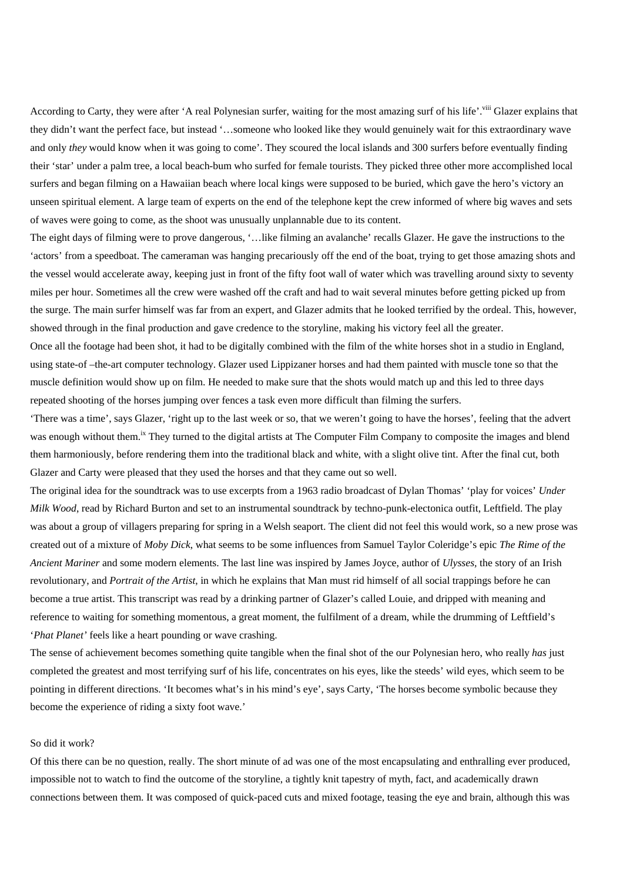According to Carty, they were after 'A real Polynesian surfer, waiting for the most amazing surf of his life'.[viii] Glazer explains that they didn't want the perfect face, but instead '…someone who looked like they would genuinely wait for this extraordinary wave and only *they* would know when it was going to come'. They scoured the local islands and 300 surfers before eventually finding their 'star' under a palm tree, a local beach-bum who surfed for female tourists. They picked three other more accomplished local surfers and began filming on a Hawaiian beach where local kings were supposed to be buried, which gave the hero's victory an unseen spiritual element. A large team of experts on the end of the telephone kept the crew informed of where big waves and sets of waves were going to come, as the shoot was unusually unplannable due to its content.

The eight days of filming were to prove dangerous, '…like filming an avalanche' recalls Glazer. He gave the instructions to the 'actors' from a speedboat. The cameraman was hanging precariously off the end of the boat, trying to get those amazing shots and the vessel would accelerate away, keeping just in front of the fifty foot wall of water which was travelling around sixty to seventy miles per hour. Sometimes all the crew were washed off the craft and had to wait several minutes before getting picked up from the surge. The main surfer himself was far from an expert, and Glazer admits that he looked terrified by the ordeal. This, however, showed through in the final production and gave credence to the storyline, making his victory feel all the greater.

Once all the footage had been shot, it had to be digitally combined with the film of the white horses shot in a studio in England, using state-of –the-art computer technology. Glazer used Lippizaner horses and had them painted with muscle tone so that the muscle definition would show up on film. He needed to make sure that the shots would match up and this led to three days repeated shooting of the horses jumping over fences a task even more difficult than filming the surfers.

'There was a time', says Glazer, 'right up to the last week or so, that we weren't going to have the horses', feeling that the advert was enough without them.[ix] They turned to the digital artists at The Computer Film Company to composite the images and blend them harmoniously, before rendering them into the traditional black and white, with a slight olive tint. After the final cut, both Glazer and Carty were pleased that they used the horses and that they came out so well.

The original idea for the soundtrack was to use excerpts from a 1963 radio broadcast of Dylan Thomas' 'play for voices' *Under Milk Wood*, read by Richard Burton and set to an instrumental soundtrack by techno-punk-electonica outfit, Leftfield. The play was about a group of villagers preparing for spring in a Welsh seaport. The client did not feel this would work, so a new prose was created out of a mixture of *Moby Dick*, what seems to be some influences from Samuel Taylor Coleridge's epic *The Rime of the Ancient Mariner* and some modern elements. The last line was inspired by James Joyce, author of *Ulysses*, the story of an Irish revolutionary, and *Portrait of the Artist*, in which he explains that Man must rid himself of all social trappings before he can become a true artist. This transcript was read by a drinking partner of Glazer's called Louie, and dripped with meaning and reference to waiting for something momentous, a great moment, the fulfilment of a dream, while the drumming of Leftfield's '*Phat Planet*' feels like a heart pounding or wave crashing.

The sense of achievement becomes something quite tangible when the final shot of the our Polynesian hero, who really *has* just completed the greatest and most terrifying surf of his life, concentrates on his eyes, like the steeds' wild eyes, which seem to be pointing in different directions. 'It becomes what's in his mind's eye', says Carty, 'The horses become symbolic because they become the experience of riding a sixty foot wave.'

So did it work?

Of this there can be no question, really. The short minute of ad was one of the most encapsulating and enthralling ever produced, impossible not to watch to find the outcome of the storyline, a tightly knit tapestry of myth, fact, and academically drawn connections between them. It was composed of quick-paced cuts and mixed footage, teasing the eye and brain, although this was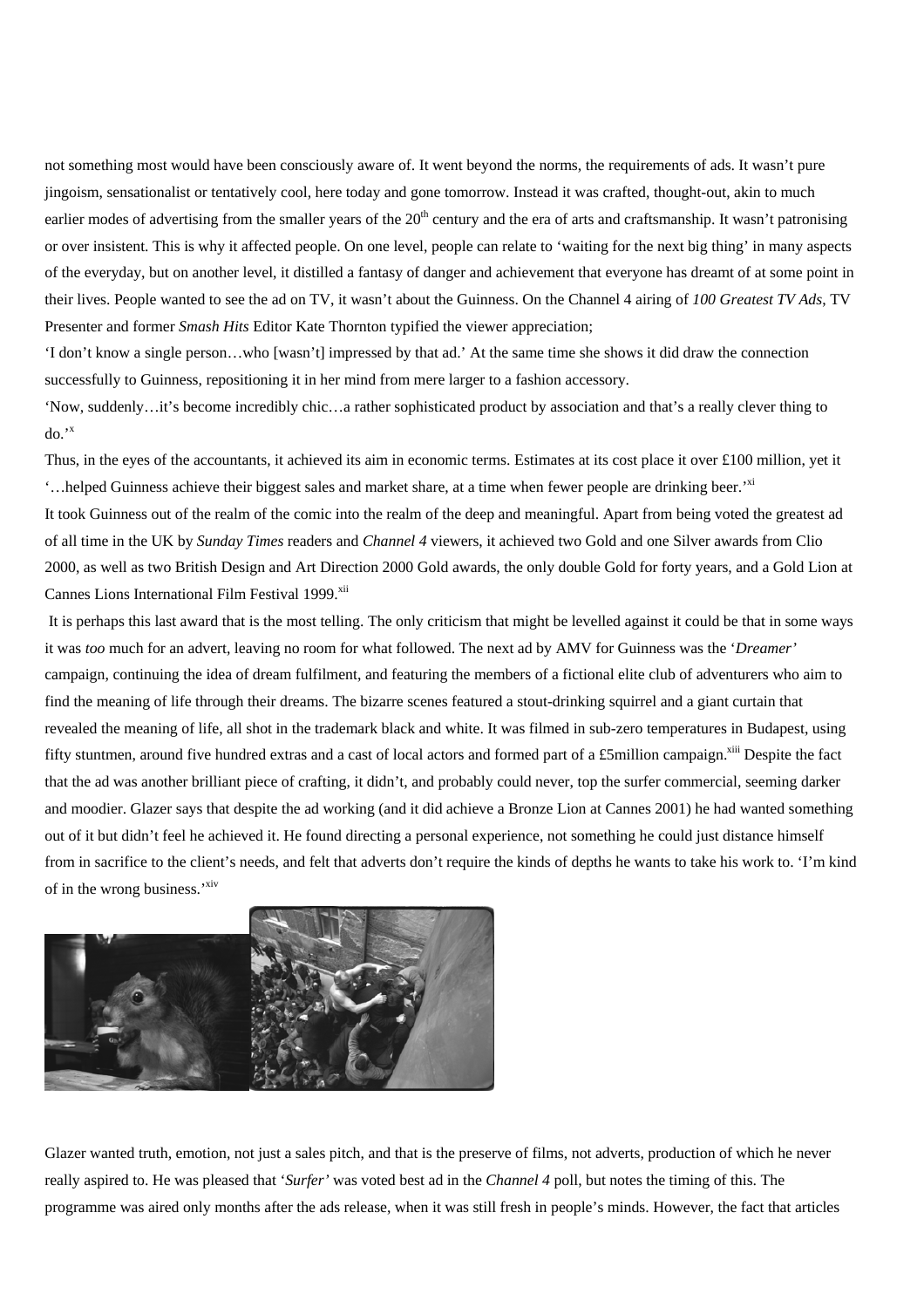not something most would have been consciously aware of. It went beyond the norms, the requirements of ads. It wasn't pure jingoism, sensationalist or tentatively cool, here today and gone tomorrow. Instead it was crafted, thought-out, akin to much earlier modes of advertising from the smaller years of the 20th century and the era of arts and craftsmanship. It wasn't patronising or over insistent. This is why it affected people. On one level, people can relate to 'waiting for the next big thing' in many aspects of the everyday, but on another level, it distilled a fantasy of danger and achievement that everyone has dreamt of at some point in their lives. People wanted to see the ad on TV, it wasn't about the Guinness. On the Channel 4 airing of *100 Greatest TV Ads*, TV Presenter and former *Smash Hits* Editor Kate Thornton typified the viewer appreciation;

'I don't know a single person…who [wasn't] impressed by that ad.' At the same time she shows it did draw the connection successfully to Guinness, repositioning it in her mind from mere larger to a fashion accessory.

'Now, suddenly…it's become incredibly chic…a rather sophisticated product by association and that's a really clever thing to do.'[x]

Thus, in the eyes of the accountants, it achieved its aim in economic terms. Estimates at its cost place it over £100 million, yet it '…helped Guinness achieve their biggest sales and market share, at a time when fewer people are drinking beer.'[xi]

It took Guinness out of the realm of the comic into the realm of the deep and meaningful. Apart from being voted the greatest ad of all time in the UK by *Sunday Times* readers and *Channel 4* viewers, it achieved two Gold and one Silver awards from Clio 2000, as well as two British Design and Art Direction 2000 Gold awards, the only double Gold for forty years, and a Gold Lion at Cannes Lions International Film Festival 1999.[xii]

It is perhaps this last award that is the most telling. The only criticism that might be levelled against it could be that in some ways it was *too* much for an advert, leaving no room for what followed. The next ad by AMV for Guinness was the '*Dreamer'* campaign, continuing the idea of dream fulfilment, and featuring the members of a fictional elite club of adventurers who aim to find the meaning of life through their dreams. The bizarre scenes featured a stout-drinking squirrel and a giant curtain that revealed the meaning of life, all shot in the trademark black and white. It was filmed in sub-zero temperatures in Budapest, using fifty stuntmen, around five hundred extras and a cast of local actors and formed part of a £5million campaign.[xiii] Despite the fact that the ad was another brilliant piece of crafting, it didn't, and probably could never, top the surfer commercial, seeming darker and moodier. Glazer says that despite the ad working (and it did achieve a Bronze Lion at Cannes 2001) he had wanted something out of it but didn't feel he achieved it. He found directing a personal experience, not something he could just distance himself from in sacrifice to the client's needs, and felt that adverts don't require the kinds of depths he wants to take his work to. 'I'm kind of in the wrong business.'[xiv]

Glazer wanted truth, emotion, not just a sales pitch, and that is the preserve of films, not adverts, production of which he never really aspired to. He was pleased that '*Surfer'* was voted best ad in the *Channel 4* poll, but notes the timing of this. The programme was aired only months after the ads release, when it was still fresh in people's minds. However, the fact that articles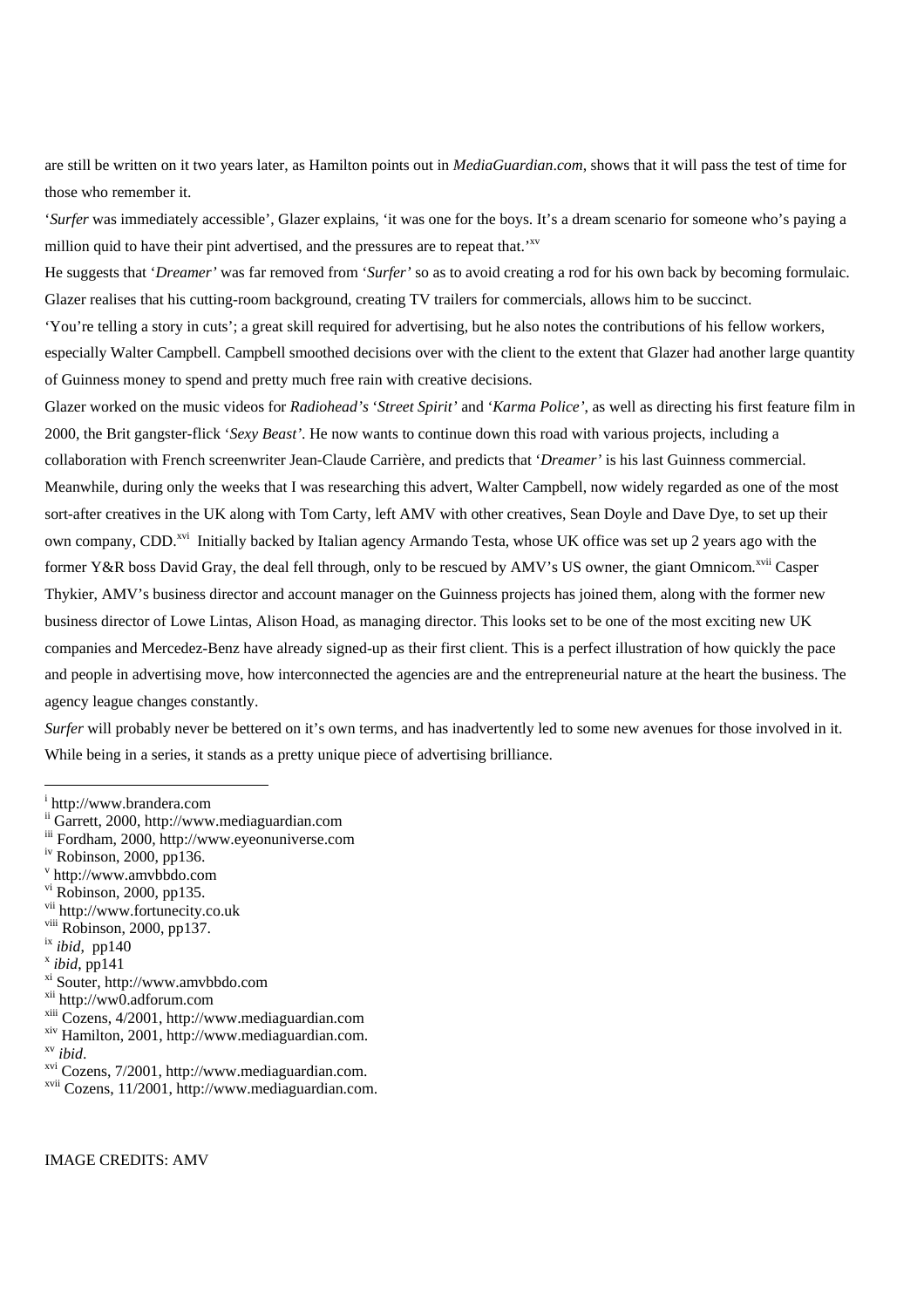are still be written on it two years later, as Hamilton points out in *MediaGuardian.com*, shows that it will pass the test of time for those who remember it.

'*Surfer* was immediately accessible', Glazer explains, 'it was one for the boys. It's a dream scenario for someone who's paying a million quid to have their pint advertised, and the pressures are to repeat that.'[xv]

He suggests that '*Dreamer'* was far removed from '*Surfer'* so as to avoid creating a rod for his own back by becoming formulaic. Glazer realises that his cutting-room background, creating TV trailers for commercials, allows him to be succinct.

'You're telling a story in cuts'; a great skill required for advertising, but he also notes the contributions of his fellow workers, especially Walter Campbell. Campbell smoothed decisions over with the client to the extent that Glazer had another large quantity of Guinness money to spend and pretty much free rain with creative decisions.

Glazer worked on the music videos for *Radiohead's* '*Street Spirit'* and '*Karma Police'*, as well as directing his first feature film in 2000, the Brit gangster-flick '*Sexy Beast'*. He now wants to continue down this road with various projects, including a collaboration with French screenwriter Jean-Claude Carrière, and predicts that '*Dreamer'* is his last Guinness commercial.

Meanwhile, during only the weeks that I was researching this advert, Walter Campbell, now widely regarded as one of the most sort-after creatives in the UK along with Tom Carty, left AMV with other creatives, Sean Doyle and Dave Dye, to set up their own company, CDD.[xvi] Initially backed by Italian agency Armando Testa, whose UK office was set up 2 years ago with the former Y&R boss David Gray, the deal fell through, only to be rescued by AMV's US owner, the giant Omnicom.[xvii] Casper Thykier, AMV's business director and account manager on the Guinness projects has joined them, along with the former new business director of Lowe Lintas, Alison Hoad, as managing director. This looks set to be one of the most exciting new UK companies and Mercedez-Benz have already signed-up as their first client. This is a perfect illustration of how quickly the pace and people in advertising move, how interconnected the agencies are and the entrepreneurial nature at the heart the business. The agency league changes constantly.

*Surfer* will probably never be bettered on it's own terms, and has inadvertently led to some new avenues for those involved in it. While being in a series, it stands as a pretty unique piece of advertising brilliance.

---

[i] http://www.brandera.com
[ii] Garrett, 2000, http://www.mediaguardian.com
[iii] Fordham, 2000, http://www.eyeonuniverse.com
[iv] Robinson, 2000, pp136.
[v] http://www.amvbbdo.com
[vi] Robinson, 2000, pp135.
[vii] http://www.fortunecity.co.uk
[viii] Robinson, 2000, pp137.
[ix] *ibid*, pp140
[x] *ibid*, pp141
[xi] Souter, http://www.amvbbdo.com
[xii] http://ww0.adforum.com
[xiii] Cozens, 4/2001, http://www.mediaguardian.com
[xiv] Hamilton, 2001, http://www.mediaguardian.com.
[xv] *ibid*.
[xvi] Cozens, 7/2001, http://www.mediaguardian.com.
[xvii] Cozens, 11/2001, http://www.mediaguardian.com.

IMAGE CREDITS: AMV